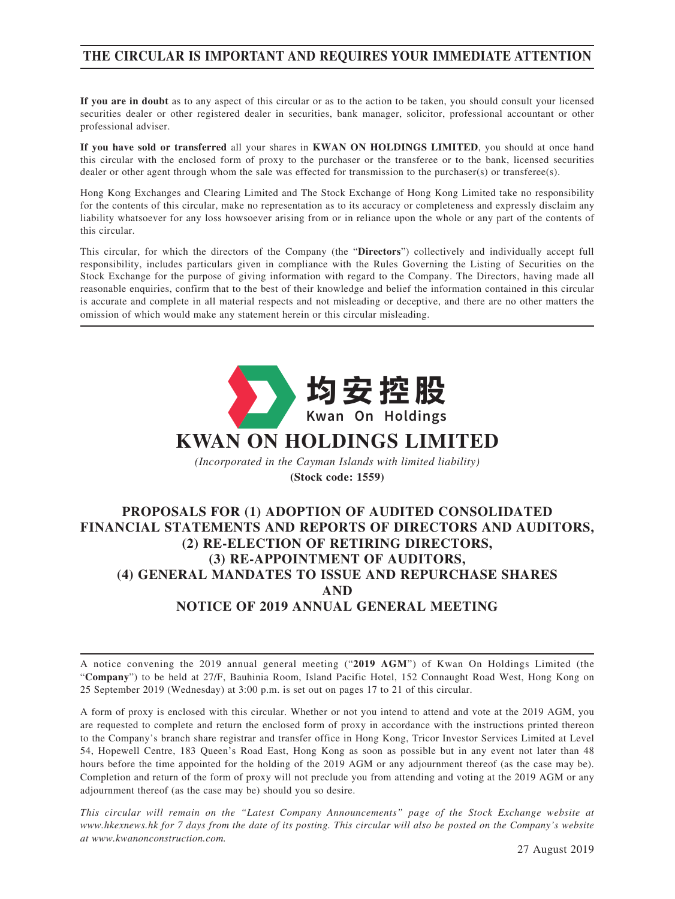**THE CIRCULAR IS IMPORTANT AND REQUIRES YOUR IMMEDIATE ATTENTION**

**If you are in doubt** as to any aspect of this circular or as to the action to be taken, you should consult your licensed securities dealer or other registered dealer in securities, bank manager, solicitor, professional accountant or other professional adviser.

**If you have sold or transferred** all your shares in **KWAN ON HOLDINGS LIMITED**, you should at once hand this circular with the enclosed form of proxy to the purchaser or the transferee or to the bank, licensed securities dealer or other agent through whom the sale was effected for transmission to the purchaser(s) or transferee(s).

Hong Kong Exchanges and Clearing Limited and The Stock Exchange of Hong Kong Limited take no responsibility for the contents of this circular, make no representation as to its accuracy or completeness and expressly disclaim any liability whatsoever for any loss howsoever arising from or in reliance upon the whole or any part of the contents of this circular.

This circular, for which the directors of the Company (the "**Directors**") collectively and individually accept full responsibility, includes particulars given in compliance with the Rules Governing the Listing of Securities on the Stock Exchange for the purpose of giving information with regard to the Company. The Directors, having made all reasonable enquiries, confirm that to the best of their knowledge and belief the information contained in this circular is accurate and complete in all material respects and not misleading or deceptive, and there are no other matters the omission of which would make any statement herein or this circular misleading.

均安控股
Kwan On Holdings

# KWAN ON HOLDINGS LIMITED

*(Incorporated in the Cayman Islands with limited liability)*

**(Stock code: 1559)**

## PROPOSALS FOR (1) ADOPTION OF AUDITED CONSOLIDATED FINANCIAL STATEMENTS AND REPORTS OF DIRECTORS AND AUDITORS, (2) RE-ELECTION OF RETIRING DIRECTORS, (3) RE-APPOINTMENT OF AUDITORS, (4) GENERAL MANDATES TO ISSUE AND REPURCHASE SHARES AND NOTICE OF 2019 ANNUAL GENERAL MEETING

A notice convening the 2019 annual general meeting ("**2019 AGM**") of Kwan On Holdings Limited (the "**Company**") to be held at 27/F, Bauhinia Room, Island Pacific Hotel, 152 Connaught Road West, Hong Kong on 25 September 2019 (Wednesday) at 3:00 p.m. is set out on pages 17 to 21 of this circular.

A form of proxy is enclosed with this circular. Whether or not you intend to attend and vote at the 2019 AGM, you are requested to complete and return the enclosed form of proxy in accordance with the instructions printed thereon to the Company's branch share registrar and transfer office in Hong Kong, Tricor Investor Services Limited at Level 54, Hopewell Centre, 183 Queen's Road East, Hong Kong as soon as possible but in any event not later than 48 hours before the time appointed for the holding of the 2019 AGM or any adjournment thereof (as the case may be). Completion and return of the form of proxy will not preclude you from attending and voting at the 2019 AGM or any adjournment thereof (as the case may be) should you so desire.

*This circular will remain on the "Latest Company Announcements" page of the Stock Exchange website at www.hkexnews.hk for 7 days from the date of its posting. This circular will also be posted on the Company's website at www.kwanonconstruction.com.*

27 August 2019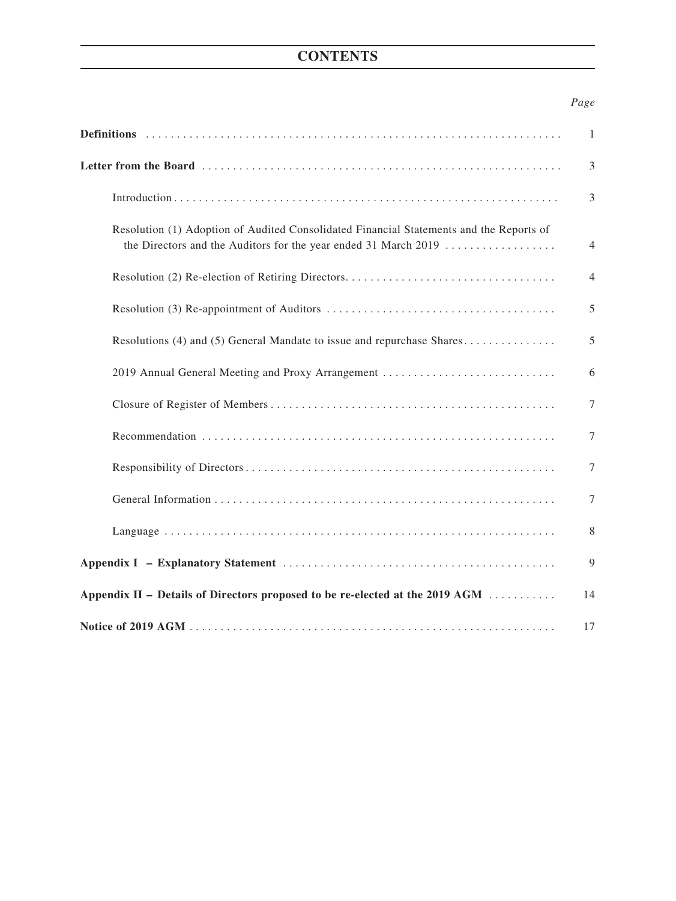# CONTENTS

| | *Page* |
|---|---|
| **Definitions** | 1 |
| **Letter from the Board** | 3 |
| Introduction | 3 |
| Resolution (1) Adoption of Audited Consolidated Financial Statements and the Reports of the Directors and the Auditors for the year ended 31 March 2019 | 4 |
| Resolution (2) Re-election of Retiring Directors | 4 |
| Resolution (3) Re-appointment of Auditors | 5 |
| Resolutions (4) and (5) General Mandate to issue and repurchase Shares | 5 |
| 2019 Annual General Meeting and Proxy Arrangement | 6 |
| Closure of Register of Members | 7 |
| Recommendation | 7 |
| Responsibility of Directors | 7 |
| General Information | 7 |
| Language | 8 |
| **Appendix I – Explanatory Statement** | 9 |
| **Appendix II – Details of Directors proposed to be re-elected at the 2019 AGM** | 14 |
| **Notice of 2019 AGM** | 17 |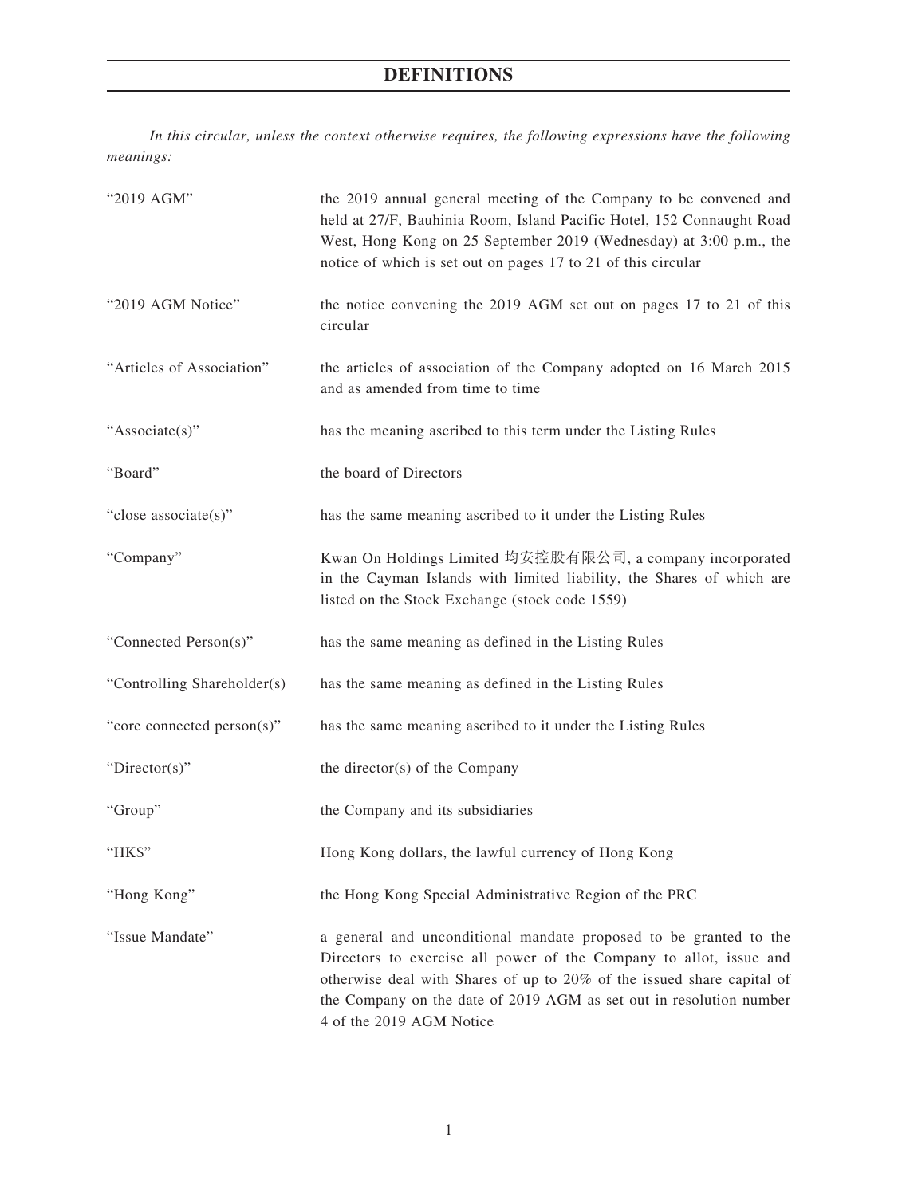# DEFINITIONS

*In this circular, unless the context otherwise requires, the following expressions have the following meanings:*

| | |
|---|---|
| "2019 AGM" | the 2019 annual general meeting of the Company to be convened and held at 27/F, Bauhinia Room, Island Pacific Hotel, 152 Connaught Road West, Hong Kong on 25 September 2019 (Wednesday) at 3:00 p.m., the notice of which is set out on pages 17 to 21 of this circular |
| "2019 AGM Notice" | the notice convening the 2019 AGM set out on pages 17 to 21 of this circular |
| "Articles of Association" | the articles of association of the Company adopted on 16 March 2015 and as amended from time to time |
| "Associate(s)" | has the meaning ascribed to this term under the Listing Rules |
| "Board" | the board of Directors |
| "close associate(s)" | has the same meaning ascribed to it under the Listing Rules |
| "Company" | Kwan On Holdings Limited 均安控股有限公司, a company incorporated in the Cayman Islands with limited liability, the Shares of which are listed on the Stock Exchange (stock code 1559) |
| "Connected Person(s)" | has the same meaning as defined in the Listing Rules |
| "Controlling Shareholder(s) | has the same meaning as defined in the Listing Rules |
| "core connected person(s)" | has the same meaning ascribed to it under the Listing Rules |
| "Director(s)" | the director(s) of the Company |
| "Group" | the Company and its subsidiaries |
| "HK$" | Hong Kong dollars, the lawful currency of Hong Kong |
| "Hong Kong" | the Hong Kong Special Administrative Region of the PRC |
| "Issue Mandate" | a general and unconditional mandate proposed to be granted to the Directors to exercise all power of the Company to allot, issue and otherwise deal with Shares of up to 20% of the issued share capital of the Company on the date of 2019 AGM as set out in resolution number 4 of the 2019 AGM Notice |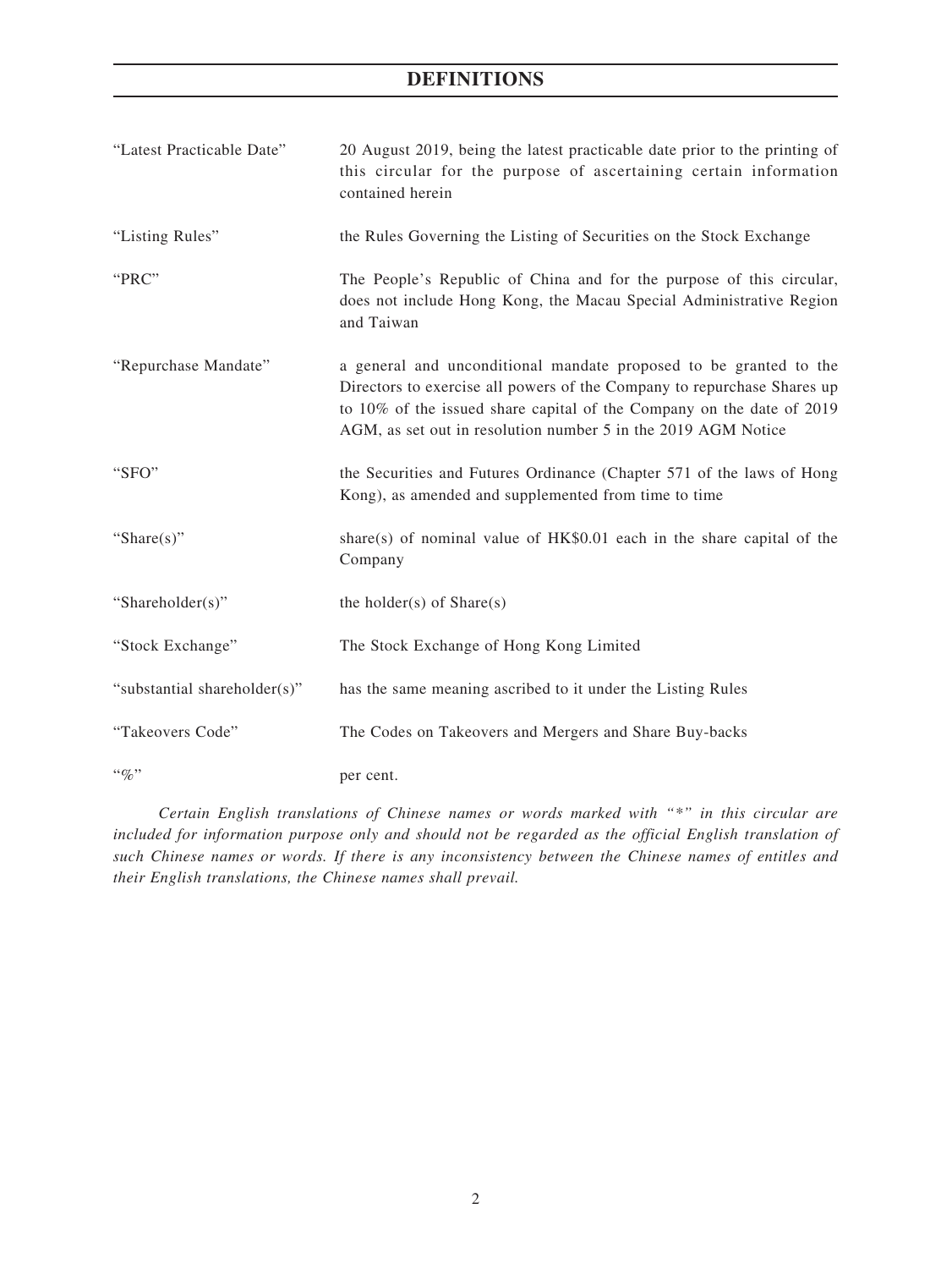# DEFINITIONS

| | |
|---|---|
| "Latest Practicable Date" | 20 August 2019, being the latest practicable date prior to the printing of this circular for the purpose of ascertaining certain information contained herein |
| "Listing Rules" | the Rules Governing the Listing of Securities on the Stock Exchange |
| "PRC" | The People's Republic of China and for the purpose of this circular, does not include Hong Kong, the Macau Special Administrative Region and Taiwan |
| "Repurchase Mandate" | a general and unconditional mandate proposed to be granted to the Directors to exercise all powers of the Company to repurchase Shares up to 10% of the issued share capital of the Company on the date of 2019 AGM, as set out in resolution number 5 in the 2019 AGM Notice |
| "SFO" | the Securities and Futures Ordinance (Chapter 571 of the laws of Hong Kong), as amended and supplemented from time to time |
| "Share(s)" | share(s) of nominal value of HK$0.01 each in the share capital of the Company |
| "Shareholder(s)" | the holder(s) of Share(s) |
| "Stock Exchange" | The Stock Exchange of Hong Kong Limited |
| "substantial shareholder(s)" | has the same meaning ascribed to it under the Listing Rules |
| "Takeovers Code" | The Codes on Takeovers and Mergers and Share Buy-backs |
| "%" | per cent. |

*Certain English translations of Chinese names or words marked with "*" in this circular are included for information purpose only and should not be regarded as the official English translation of such Chinese names or words. If there is any inconsistency between the Chinese names of entitles and their English translations, the Chinese names shall prevail.*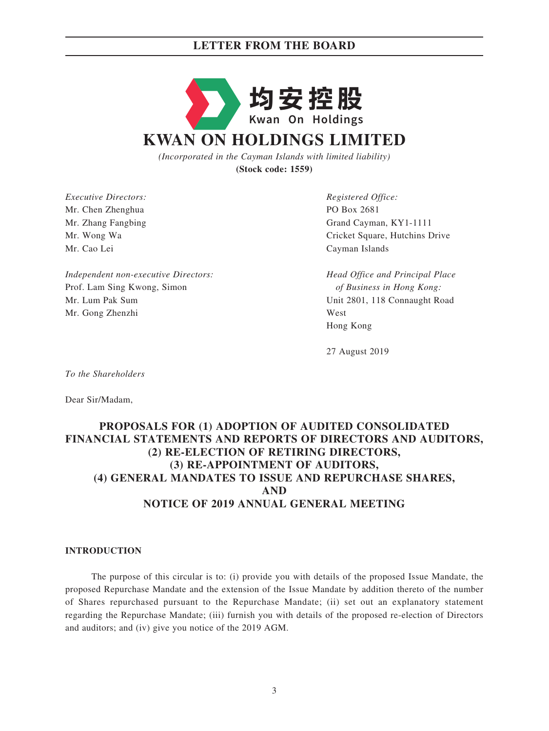均安控股
Kwan On Holdings

# KWAN ON HOLDINGS LIMITED

*(Incorporated in the Cayman Islands with limited liability)*
**(Stock code: 1559)**

*Executive Directors:*
Mr. Chen Zhenghua
Mr. Zhang Fangbing
Mr. Wong Wa
Mr. Cao Lei

*Independent non-executive Directors:*
Prof. Lam Sing Kwong, Simon
Mr. Lum Pak Sum
Mr. Gong Zhenzhi

*Registered Office:*
PO Box 2681
Grand Cayman, KY1-1111
Cricket Square, Hutchins Drive
Cayman Islands

*Head Office and Principal Place of Business in Hong Kong:*
Unit 2801, 118 Connaught Road West
Hong Kong

27 August 2019

*To the Shareholders*

Dear Sir/Madam,

## PROPOSALS FOR (1) ADOPTION OF AUDITED CONSOLIDATED FINANCIAL STATEMENTS AND REPORTS OF DIRECTORS AND AUDITORS, (2) RE-ELECTION OF RETIRING DIRECTORS, (3) RE-APPOINTMENT OF AUDITORS, (4) GENERAL MANDATES TO ISSUE AND REPURCHASE SHARES, AND NOTICE OF 2019 ANNUAL GENERAL MEETING

### INTRODUCTION

The purpose of this circular is to: (i) provide you with details of the proposed Issue Mandate, the proposed Repurchase Mandate and the extension of the Issue Mandate by addition thereto of the number of Shares repurchased pursuant to the Repurchase Mandate; (ii) set out an explanatory statement regarding the Repurchase Mandate; (iii) furnish you with details of the proposed re-election of Directors and auditors; and (iv) give you notice of the 2019 AGM.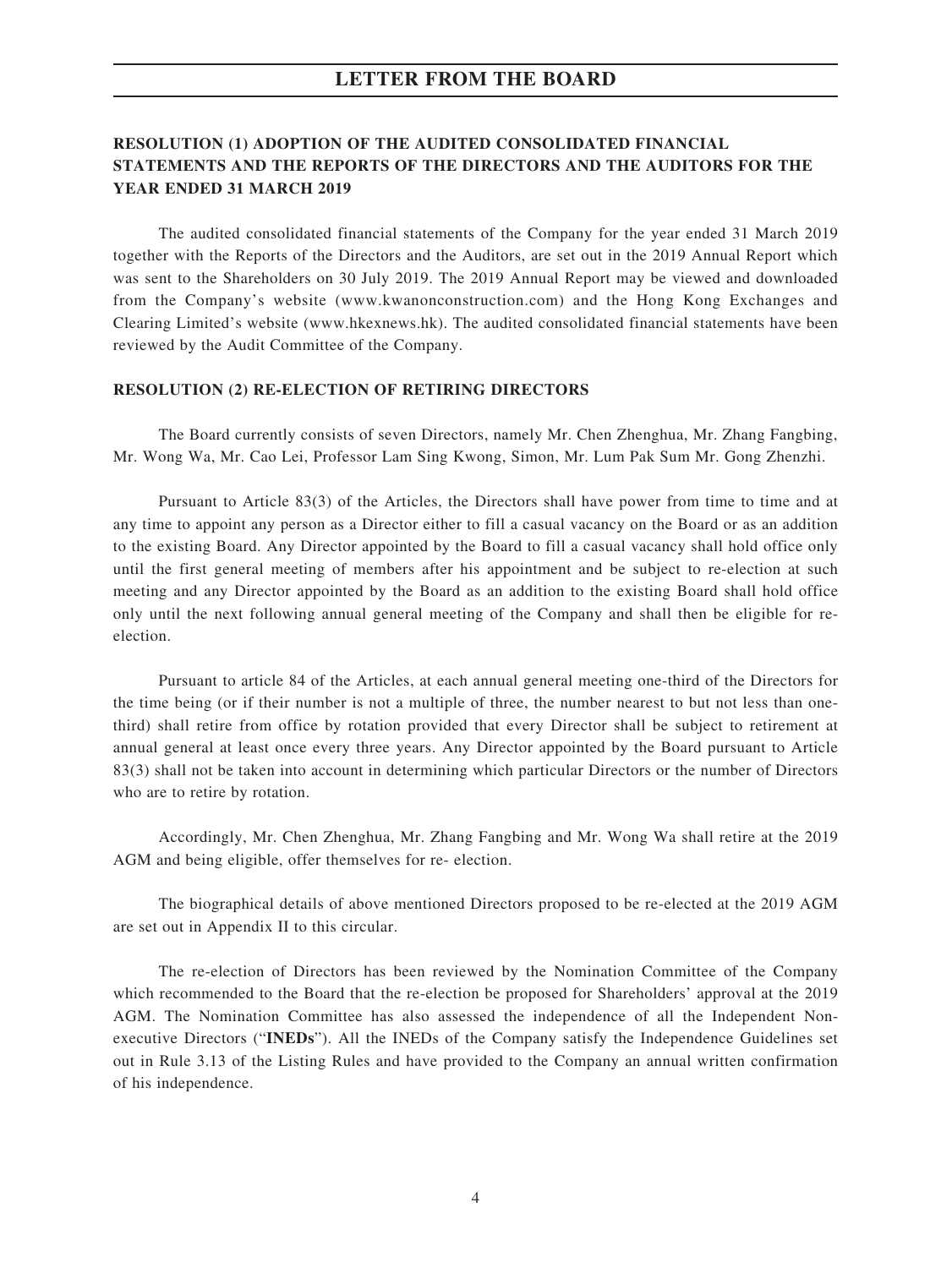## RESOLUTION (1) ADOPTION OF THE AUDITED CONSOLIDATED FINANCIAL STATEMENTS AND THE REPORTS OF THE DIRECTORS AND THE AUDITORS FOR THE YEAR ENDED 31 MARCH 2019

The audited consolidated financial statements of the Company for the year ended 31 March 2019 together with the Reports of the Directors and the Auditors, are set out in the 2019 Annual Report which was sent to the Shareholders on 30 July 2019. The 2019 Annual Report may be viewed and downloaded from the Company's website (www.kwanonconstruction.com) and the Hong Kong Exchanges and Clearing Limited's website (www.hkexnews.hk). The audited consolidated financial statements have been reviewed by the Audit Committee of the Company.

## RESOLUTION (2) RE-ELECTION OF RETIRING DIRECTORS

The Board currently consists of seven Directors, namely Mr. Chen Zhenghua, Mr. Zhang Fangbing, Mr. Wong Wa, Mr. Cao Lei, Professor Lam Sing Kwong, Simon, Mr. Lum Pak Sum Mr. Gong Zhenzhi.

Pursuant to Article 83(3) of the Articles, the Directors shall have power from time to time and at any time to appoint any person as a Director either to fill a casual vacancy on the Board or as an addition to the existing Board. Any Director appointed by the Board to fill a casual vacancy shall hold office only until the first general meeting of members after his appointment and be subject to re-election at such meeting and any Director appointed by the Board as an addition to the existing Board shall hold office only until the next following annual general meeting of the Company and shall then be eligible for re-election.

Pursuant to article 84 of the Articles, at each annual general meeting one-third of the Directors for the time being (or if their number is not a multiple of three, the number nearest to but not less than one-third) shall retire from office by rotation provided that every Director shall be subject to retirement at annual general at least once every three years. Any Director appointed by the Board pursuant to Article 83(3) shall not be taken into account in determining which particular Directors or the number of Directors who are to retire by rotation.

Accordingly, Mr. Chen Zhenghua, Mr. Zhang Fangbing and Mr. Wong Wa shall retire at the 2019 AGM and being eligible, offer themselves for re- election.

The biographical details of above mentioned Directors proposed to be re-elected at the 2019 AGM are set out in Appendix II to this circular.

The re-election of Directors has been reviewed by the Nomination Committee of the Company which recommended to the Board that the re-election be proposed for Shareholders' approval at the 2019 AGM. The Nomination Committee has also assessed the independence of all the Independent Non-executive Directors ("**INEDs**"). All the INEDs of the Company satisfy the Independence Guidelines set out in Rule 3.13 of the Listing Rules and have provided to the Company an annual written confirmation of his independence.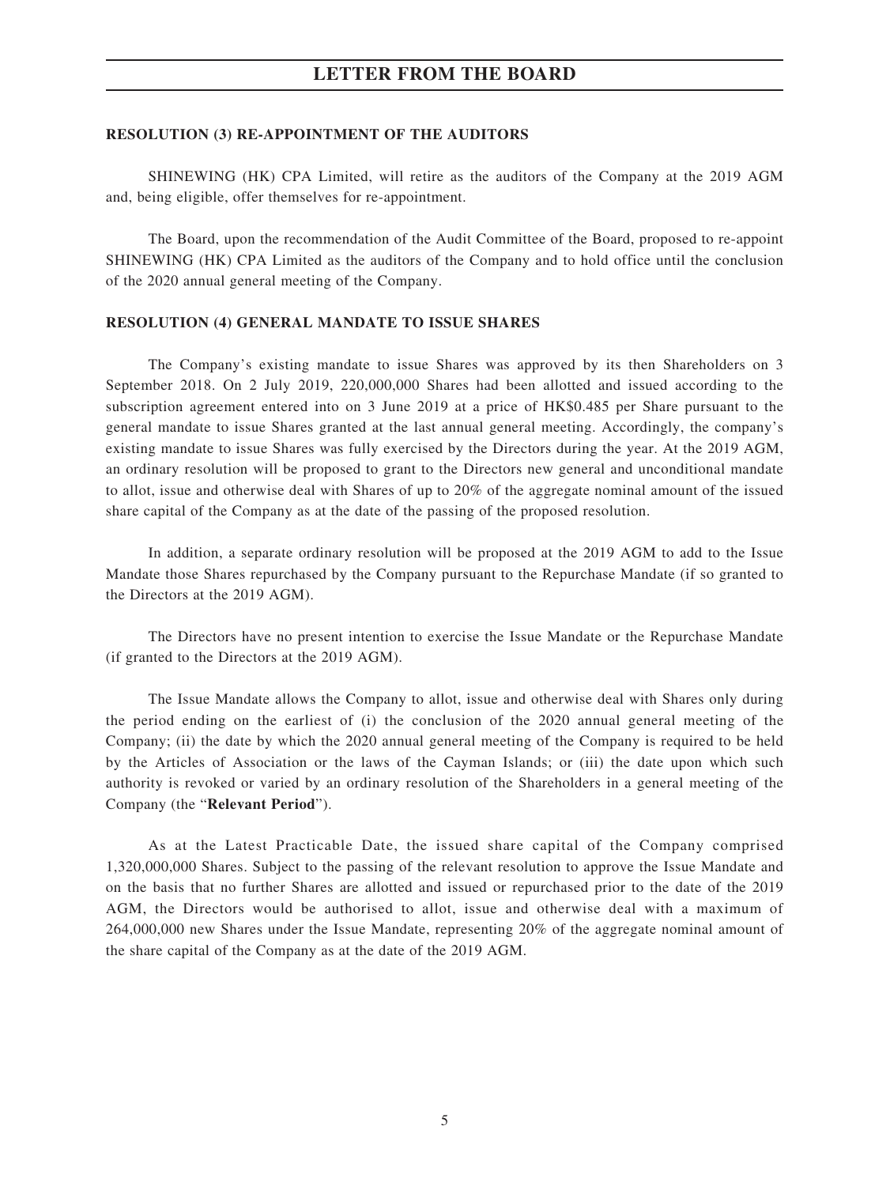### RESOLUTION (3) RE-APPOINTMENT OF THE AUDITORS

SHINEWING (HK) CPA Limited, will retire as the auditors of the Company at the 2019 AGM and, being eligible, offer themselves for re-appointment.

The Board, upon the recommendation of the Audit Committee of the Board, proposed to re-appoint SHINEWING (HK) CPA Limited as the auditors of the Company and to hold office until the conclusion of the 2020 annual general meeting of the Company.

### RESOLUTION (4) GENERAL MANDATE TO ISSUE SHARES

The Company's existing mandate to issue Shares was approved by its then Shareholders on 3 September 2018. On 2 July 2019, 220,000,000 Shares had been allotted and issued according to the subscription agreement entered into on 3 June 2019 at a price of HK$0.485 per Share pursuant to the general mandate to issue Shares granted at the last annual general meeting. Accordingly, the company's existing mandate to issue Shares was fully exercised by the Directors during the year. At the 2019 AGM, an ordinary resolution will be proposed to grant to the Directors new general and unconditional mandate to allot, issue and otherwise deal with Shares of up to 20% of the aggregate nominal amount of the issued share capital of the Company as at the date of the passing of the proposed resolution.

In addition, a separate ordinary resolution will be proposed at the 2019 AGM to add to the Issue Mandate those Shares repurchased by the Company pursuant to the Repurchase Mandate (if so granted to the Directors at the 2019 AGM).

The Directors have no present intention to exercise the Issue Mandate or the Repurchase Mandate (if granted to the Directors at the 2019 AGM).

The Issue Mandate allows the Company to allot, issue and otherwise deal with Shares only during the period ending on the earliest of (i) the conclusion of the 2020 annual general meeting of the Company; (ii) the date by which the 2020 annual general meeting of the Company is required to be held by the Articles of Association or the laws of the Cayman Islands; or (iii) the date upon which such authority is revoked or varied by an ordinary resolution of the Shareholders in a general meeting of the Company (the "**Relevant Period**").

As at the Latest Practicable Date, the issued share capital of the Company comprised 1,320,000,000 Shares. Subject to the passing of the relevant resolution to approve the Issue Mandate and on the basis that no further Shares are allotted and issued or repurchased prior to the date of the 2019 AGM, the Directors would be authorised to allot, issue and otherwise deal with a maximum of 264,000,000 new Shares under the Issue Mandate, representing 20% of the aggregate nominal amount of the share capital of the Company as at the date of the 2019 AGM.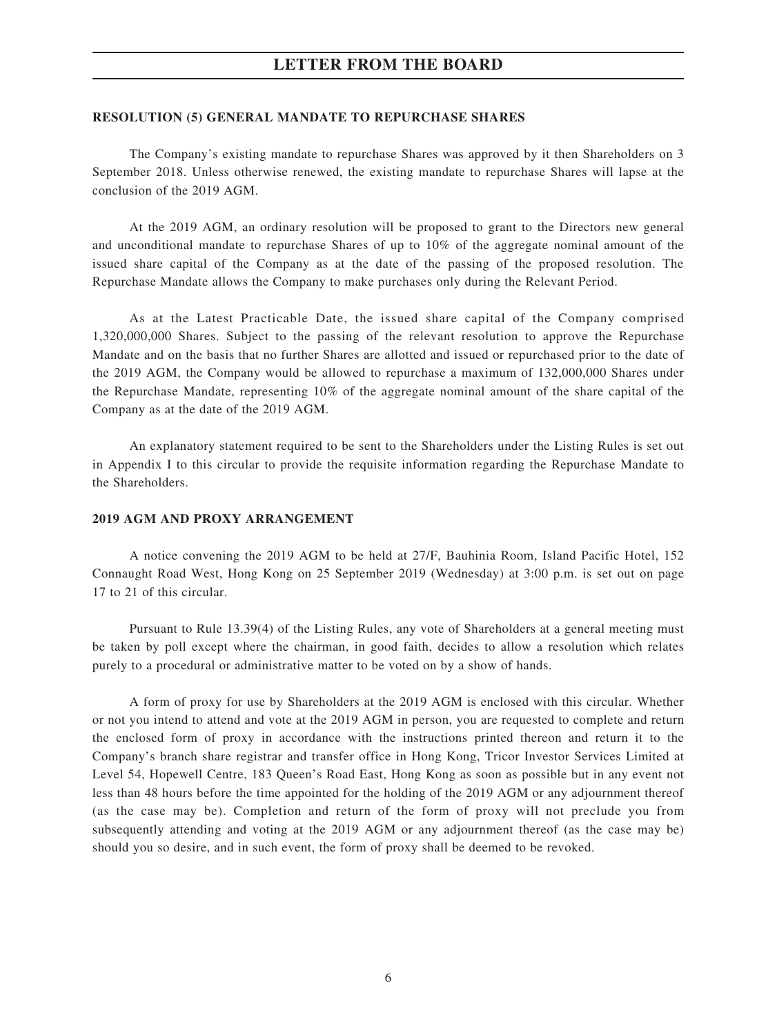### RESOLUTION (5) GENERAL MANDATE TO REPURCHASE SHARES

The Company's existing mandate to repurchase Shares was approved by it then Shareholders on 3 September 2018. Unless otherwise renewed, the existing mandate to repurchase Shares will lapse at the conclusion of the 2019 AGM.

At the 2019 AGM, an ordinary resolution will be proposed to grant to the Directors new general and unconditional mandate to repurchase Shares of up to 10% of the aggregate nominal amount of the issued share capital of the Company as at the date of the passing of the proposed resolution. The Repurchase Mandate allows the Company to make purchases only during the Relevant Period.

As at the Latest Practicable Date, the issued share capital of the Company comprised 1,320,000,000 Shares. Subject to the passing of the relevant resolution to approve the Repurchase Mandate and on the basis that no further Shares are allotted and issued or repurchased prior to the date of the 2019 AGM, the Company would be allowed to repurchase a maximum of 132,000,000 Shares under the Repurchase Mandate, representing 10% of the aggregate nominal amount of the share capital of the Company as at the date of the 2019 AGM.

An explanatory statement required to be sent to the Shareholders under the Listing Rules is set out in Appendix I to this circular to provide the requisite information regarding the Repurchase Mandate to the Shareholders.

### 2019 AGM AND PROXY ARRANGEMENT

A notice convening the 2019 AGM to be held at 27/F, Bauhinia Room, Island Pacific Hotel, 152 Connaught Road West, Hong Kong on 25 September 2019 (Wednesday) at 3:00 p.m. is set out on page 17 to 21 of this circular.

Pursuant to Rule 13.39(4) of the Listing Rules, any vote of Shareholders at a general meeting must be taken by poll except where the chairman, in good faith, decides to allow a resolution which relates purely to a procedural or administrative matter to be voted on by a show of hands.

A form of proxy for use by Shareholders at the 2019 AGM is enclosed with this circular. Whether or not you intend to attend and vote at the 2019 AGM in person, you are requested to complete and return the enclosed form of proxy in accordance with the instructions printed thereon and return it to the Company's branch share registrar and transfer office in Hong Kong, Tricor Investor Services Limited at Level 54, Hopewell Centre, 183 Queen's Road East, Hong Kong as soon as possible but in any event not less than 48 hours before the time appointed for the holding of the 2019 AGM or any adjournment thereof (as the case may be). Completion and return of the form of proxy will not preclude you from subsequently attending and voting at the 2019 AGM or any adjournment thereof (as the case may be) should you so desire, and in such event, the form of proxy shall be deemed to be revoked.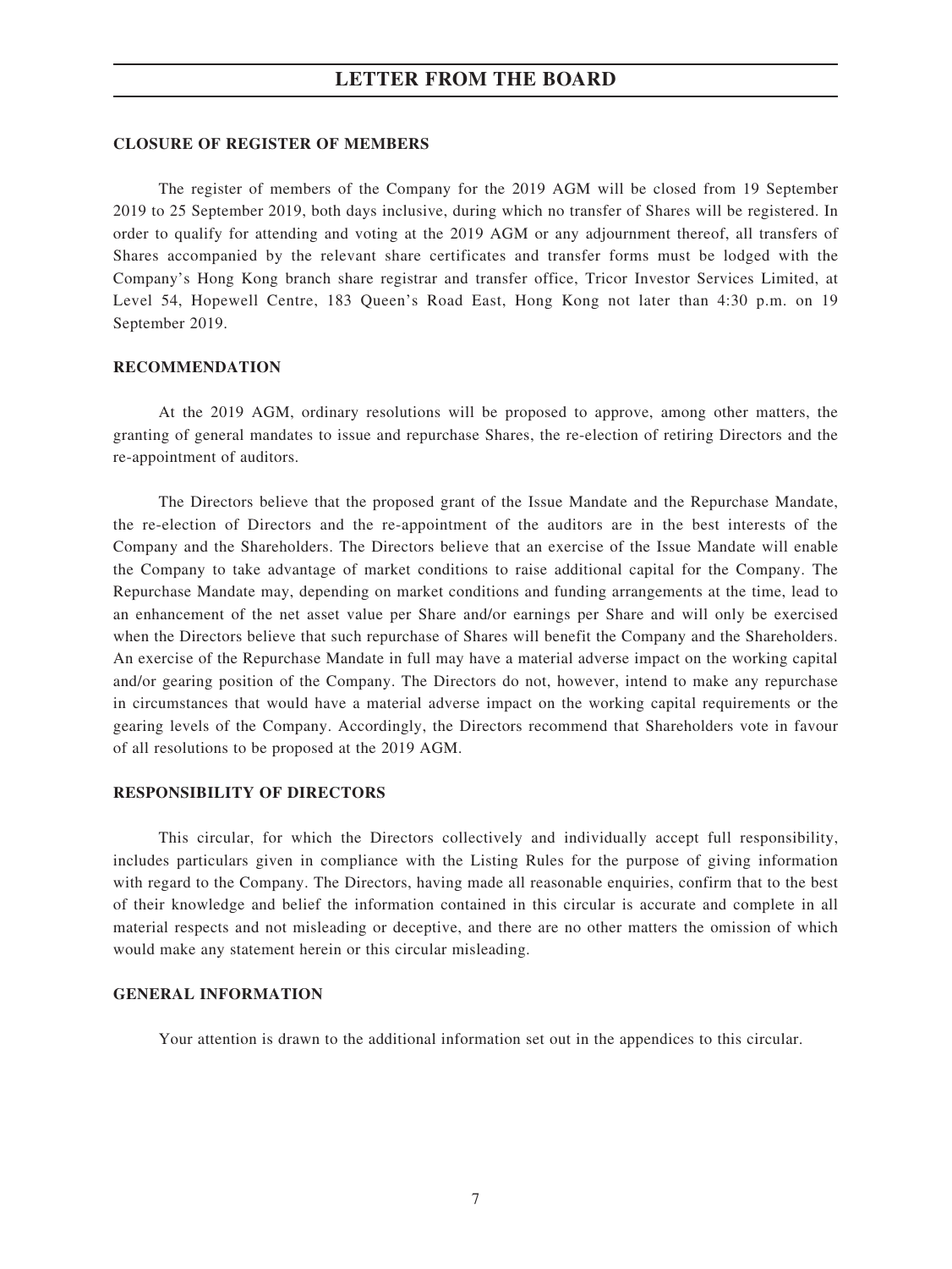#### CLOSURE OF REGISTER OF MEMBERS

The register of members of the Company for the 2019 AGM will be closed from 19 September 2019 to 25 September 2019, both days inclusive, during which no transfer of Shares will be registered. In order to qualify for attending and voting at the 2019 AGM or any adjournment thereof, all transfers of Shares accompanied by the relevant share certificates and transfer forms must be lodged with the Company's Hong Kong branch share registrar and transfer office, Tricor Investor Services Limited, at Level 54, Hopewell Centre, 183 Queen's Road East, Hong Kong not later than 4:30 p.m. on 19 September 2019.

#### RECOMMENDATION

At the 2019 AGM, ordinary resolutions will be proposed to approve, among other matters, the granting of general mandates to issue and repurchase Shares, the re-election of retiring Directors and the re-appointment of auditors.

The Directors believe that the proposed grant of the Issue Mandate and the Repurchase Mandate, the re-election of Directors and the re-appointment of the auditors are in the best interests of the Company and the Shareholders. The Directors believe that an exercise of the Issue Mandate will enable the Company to take advantage of market conditions to raise additional capital for the Company. The Repurchase Mandate may, depending on market conditions and funding arrangements at the time, lead to an enhancement of the net asset value per Share and/or earnings per Share and will only be exercised when the Directors believe that such repurchase of Shares will benefit the Company and the Shareholders. An exercise of the Repurchase Mandate in full may have a material adverse impact on the working capital and/or gearing position of the Company. The Directors do not, however, intend to make any repurchase in circumstances that would have a material adverse impact on the working capital requirements or the gearing levels of the Company. Accordingly, the Directors recommend that Shareholders vote in favour of all resolutions to be proposed at the 2019 AGM.

#### RESPONSIBILITY OF DIRECTORS

This circular, for which the Directors collectively and individually accept full responsibility, includes particulars given in compliance with the Listing Rules for the purpose of giving information with regard to the Company. The Directors, having made all reasonable enquiries, confirm that to the best of their knowledge and belief the information contained in this circular is accurate and complete in all material respects and not misleading or deceptive, and there are no other matters the omission of which would make any statement herein or this circular misleading.

#### GENERAL INFORMATION

Your attention is drawn to the additional information set out in the appendices to this circular.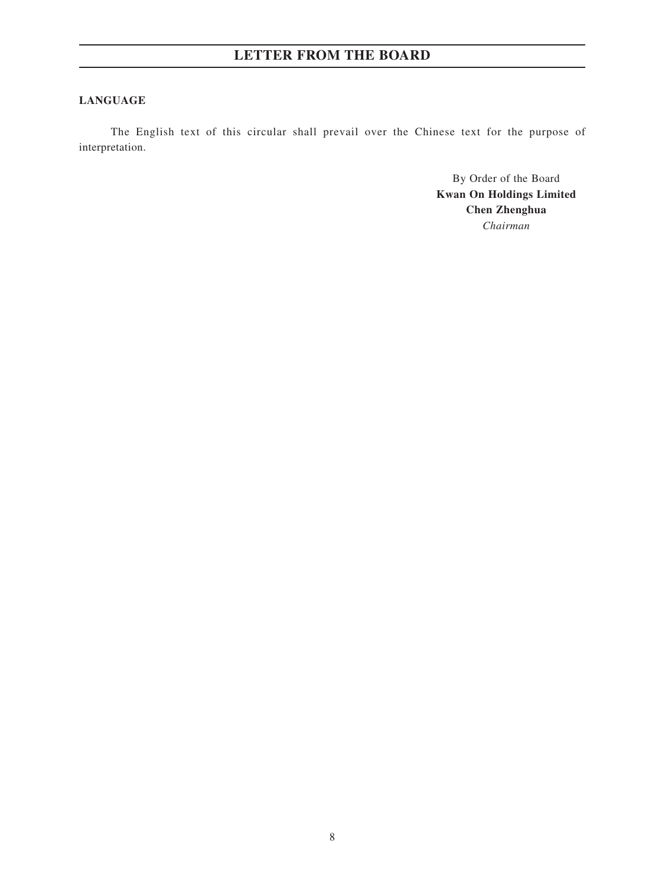## LANGUAGE

The English text of this circular shall prevail over the Chinese text for the purpose of interpretation.

By Order of the Board
**Kwan On Holdings Limited**
**Chen Zhenghua**
*Chairman*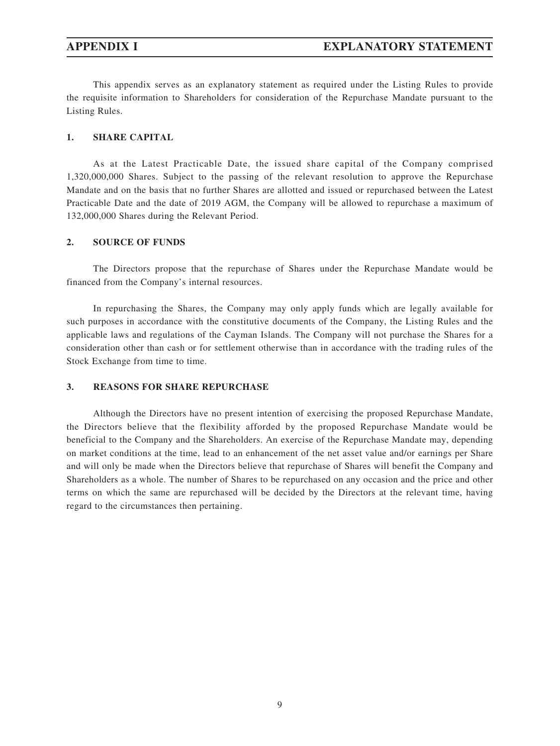# APPENDIX I EXPLANATORY STATEMENT

This appendix serves as an explanatory statement as required under the Listing Rules to provide the requisite information to Shareholders for consideration of the Repurchase Mandate pursuant to the Listing Rules.

## 1. SHARE CAPITAL

As at the Latest Practicable Date, the issued share capital of the Company comprised 1,320,000,000 Shares. Subject to the passing of the relevant resolution to approve the Repurchase Mandate and on the basis that no further Shares are allotted and issued or repurchased between the Latest Practicable Date and the date of 2019 AGM, the Company will be allowed to repurchase a maximum of 132,000,000 Shares during the Relevant Period.

## 2. SOURCE OF FUNDS

The Directors propose that the repurchase of Shares under the Repurchase Mandate would be financed from the Company's internal resources.

In repurchasing the Shares, the Company may only apply funds which are legally available for such purposes in accordance with the constitutive documents of the Company, the Listing Rules and the applicable laws and regulations of the Cayman Islands. The Company will not purchase the Shares for a consideration other than cash or for settlement otherwise than in accordance with the trading rules of the Stock Exchange from time to time.

## 3. REASONS FOR SHARE REPURCHASE

Although the Directors have no present intention of exercising the proposed Repurchase Mandate, the Directors believe that the flexibility afforded by the proposed Repurchase Mandate would be beneficial to the Company and the Shareholders. An exercise of the Repurchase Mandate may, depending on market conditions at the time, lead to an enhancement of the net asset value and/or earnings per Share and will only be made when the Directors believe that repurchase of Shares will benefit the Company and Shareholders as a whole. The number of Shares to be repurchased on any occasion and the price and other terms on which the same are repurchased will be decided by the Directors at the relevant time, having regard to the circumstances then pertaining.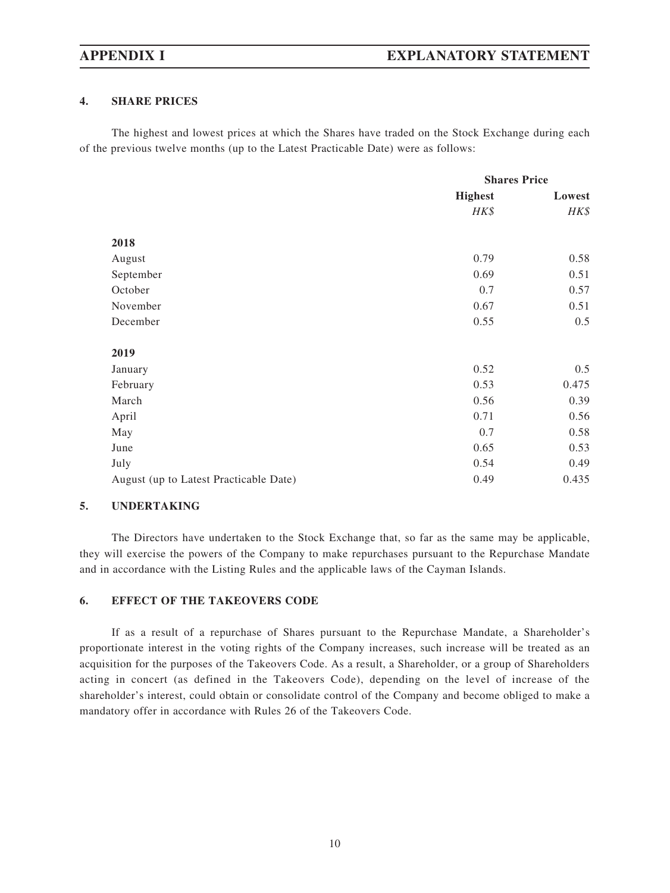## 4. SHARE PRICES

The highest and lowest prices at which the Shares have traded on the Stock Exchange during each of the previous twelve months (up to the Latest Practicable Date) were as follows:

| | Shares Price | |
|---|---|---|
| | **Highest** | **Lowest** |
| | *HK$* | *HK$* |
| **2018** | | |
| August | 0.79 | 0.58 |
| September | 0.69 | 0.51 |
| October | 0.7 | 0.57 |
| November | 0.67 | 0.51 |
| December | 0.55 | 0.5 |
| **2019** | | |
| January | 0.52 | 0.5 |
| February | 0.53 | 0.475 |
| March | 0.56 | 0.39 |
| April | 0.71 | 0.56 |
| May | 0.7 | 0.58 |
| June | 0.65 | 0.53 |
| July | 0.54 | 0.49 |
| August (up to Latest Practicable Date) | 0.49 | 0.435 |

## 5. UNDERTAKING

The Directors have undertaken to the Stock Exchange that, so far as the same may be applicable, they will exercise the powers of the Company to make repurchases pursuant to the Repurchase Mandate and in accordance with the Listing Rules and the applicable laws of the Cayman Islands.

## 6. EFFECT OF THE TAKEOVERS CODE

If as a result of a repurchase of Shares pursuant to the Repurchase Mandate, a Shareholder's proportionate interest in the voting rights of the Company increases, such increase will be treated as an acquisition for the purposes of the Takeovers Code. As a result, a Shareholder, or a group of Shareholders acting in concert (as defined in the Takeovers Code), depending on the level of increase of the shareholder's interest, could obtain or consolidate control of the Company and become obliged to make a mandatory offer in accordance with Rules 26 of the Takeovers Code.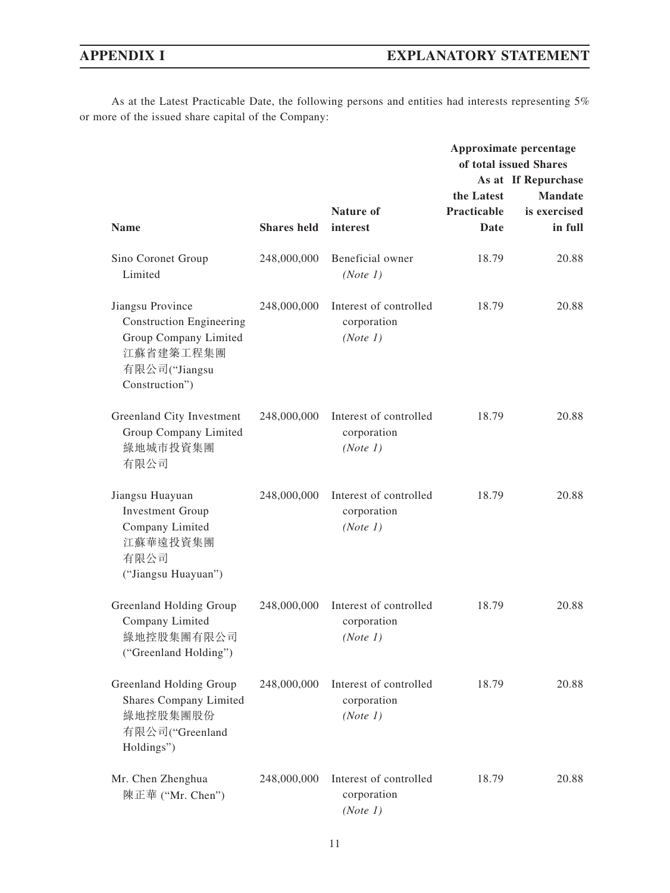As at the Latest Practicable Date, the following persons and entities had interests representing 5% or more of the issued share capital of the Company:

| Name | Shares held | Nature of interest | Approximate percentage of total issued Shares As at the Latest Practicable Date | Approximate percentage of total issued Shares If Repurchase Mandate is exercised in full |
|---|---|---|---|---|
| Sino Coronet Group Limited | 248,000,000 | Beneficial owner *(Note 1)* | 18.79 | 20.88 |
| Jiangsu Province Construction Engineering Group Company Limited 江蘇省建築工程集團有限公司("Jiangsu Construction") | 248,000,000 | Interest of controlled corporation *(Note 1)* | 18.79 | 20.88 |
| Greenland City Investment Group Company Limited 綠地城市投資集團有限公司 | 248,000,000 | Interest of controlled corporation *(Note 1)* | 18.79 | 20.88 |
| Jiangsu Huayuan Investment Group Company Limited 江蘇華遠投資集團有限公司 ("Jiangsu Huayuan") | 248,000,000 | Interest of controlled corporation *(Note 1)* | 18.79 | 20.88 |
| Greenland Holding Group Company Limited 綠地控股集團有限公司 ("Greenland Holding") | 248,000,000 | Interest of controlled corporation *(Note 1)* | 18.79 | 20.88 |
| Greenland Holding Group Shares Company Limited 綠地控股集團股份有限公司("Greenland Holdings") | 248,000,000 | Interest of controlled corporation *(Note 1)* | 18.79 | 20.88 |
| Mr. Chen Zhenghua 陳正華 ("Mr. Chen") | 248,000,000 | Interest of controlled corporation *(Note 1)* | 18.79 | 20.88 |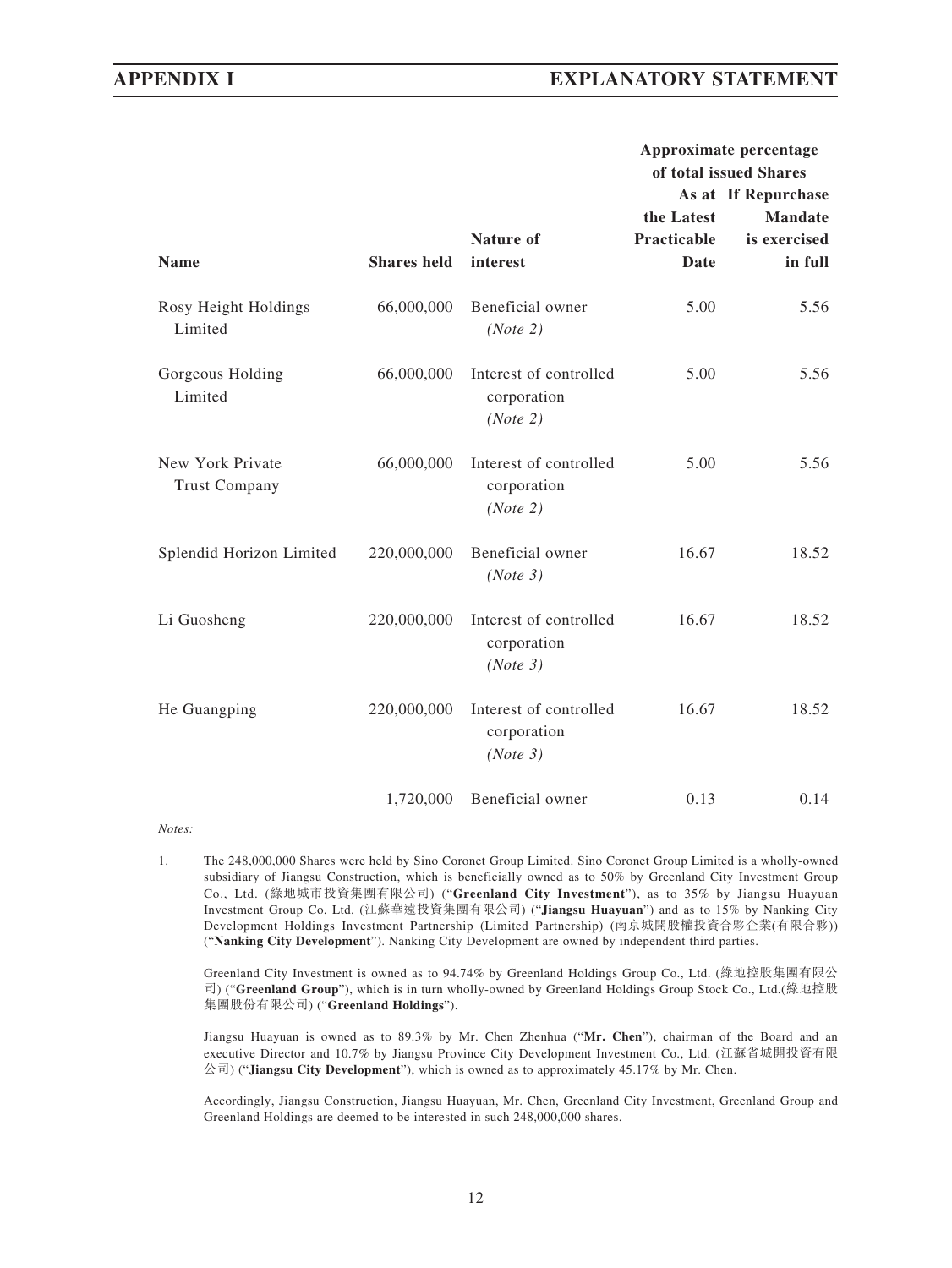| Name | Shares held | Nature of interest | Approximate percentage of total issued Shares | |
|---|---|---|---|---|
| | | | As at the Latest Practicable Date | If Repurchase Mandate is exercised in full |
| Rosy Height Holdings Limited | 66,000,000 | Beneficial owner *(Note 2)* | 5.00 | 5.56 |
| Gorgeous Holding Limited | 66,000,000 | Interest of controlled corporation *(Note 2)* | 5.00 | 5.56 |
| New York Private Trust Company | 66,000,000 | Interest of controlled corporation *(Note 2)* | 5.00 | 5.56 |
| Splendid Horizon Limited | 220,000,000 | Beneficial owner *(Note 3)* | 16.67 | 18.52 |
| Li Guosheng | 220,000,000 | Interest of controlled corporation *(Note 3)* | 16.67 | 18.52 |
| He Guangping | 220,000,000 | Interest of controlled corporation *(Note 3)* | 16.67 | 18.52 |
| | 1,720,000 | Beneficial owner | 0.13 | 0.14 |

*Notes:*

1. The 248,000,000 Shares were held by Sino Coronet Group Limited. Sino Coronet Group Limited is a wholly-owned subsidiary of Jiangsu Construction, which is beneficially owned as to 50% by Greenland City Investment Group Co., Ltd. (綠地城市投資集團有限公司) ("**Greenland City Investment**"), as to 35% by Jiangsu Huayuan Investment Group Co. Ltd. (江蘇華遠投資集團有限公司) ("**Jiangsu Huayuan**") and as to 15% by Nanking City Development Holdings Investment Partnership (Limited Partnership) (南京城開股權投資合夥企業(有限合夥)) ("**Nanking City Development**"). Nanking City Development are owned by independent third parties.

   Greenland City Investment is owned as to 94.74% by Greenland Holdings Group Co., Ltd. (綠地控股集團有限公司) ("**Greenland Group**"), which is in turn wholly-owned by Greenland Holdings Group Stock Co., Ltd.(綠地控股集團股份有限公司) ("**Greenland Holdings**").

   Jiangsu Huayuan is owned as to 89.3% by Mr. Chen Zhenhua ("**Mr. Chen**"), chairman of the Board and an executive Director and 10.7% by Jiangsu Province City Development Investment Co., Ltd. (江蘇省城開投資有限公司) ("**Jiangsu City Development**"), which is owned as to approximately 45.17% by Mr. Chen.

   Accordingly, Jiangsu Construction, Jiangsu Huayuan, Mr. Chen, Greenland City Investment, Greenland Group and Greenland Holdings are deemed to be interested in such 248,000,000 shares.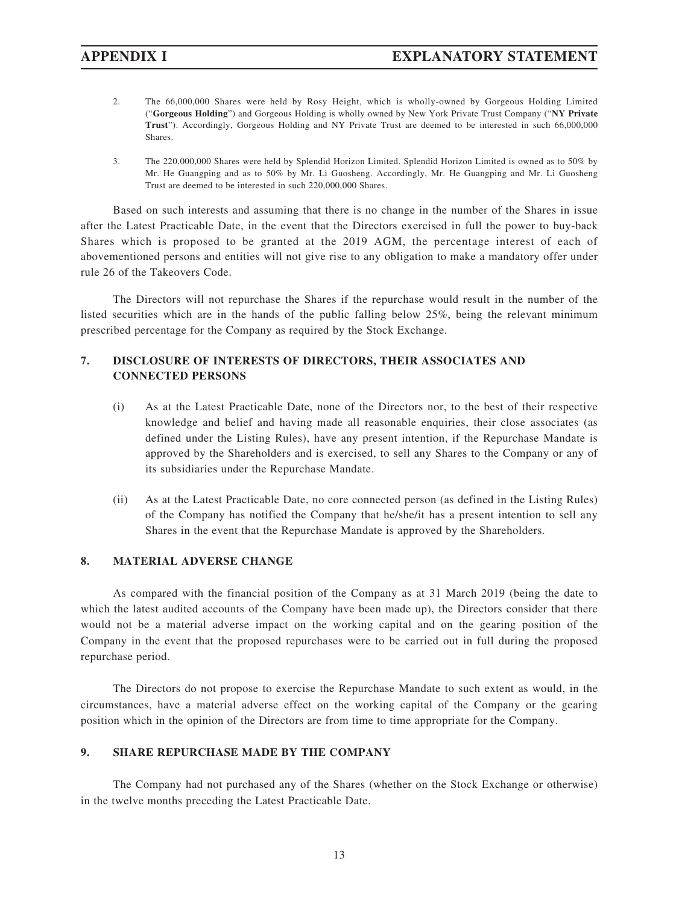2. The 66,000,000 Shares were held by Rosy Height, which is wholly-owned by Gorgeous Holding Limited ("**Gorgeous Holding**") and Gorgeous Holding is wholly owned by New York Private Trust Company ("**NY Private Trust**"). Accordingly, Gorgeous Holding and NY Private Trust are deemed to be interested in such 66,000,000 Shares.

3. The 220,000,000 Shares were held by Splendid Horizon Limited. Splendid Horizon Limited is owned as to 50% by Mr. He Guangping and as to 50% by Mr. Li Guosheng. Accordingly, Mr. He Guangping and Mr. Li Guosheng Trust are deemed to be interested in such 220,000,000 Shares.

Based on such interests and assuming that there is no change in the number of the Shares in issue after the Latest Practicable Date, in the event that the Directors exercised in full the power to buy-back Shares which is proposed to be granted at the 2019 AGM, the percentage interest of each of abovementioned persons and entities will not give rise to any obligation to make a mandatory offer under rule 26 of the Takeovers Code.

The Directors will not repurchase the Shares if the repurchase would result in the number of the listed securities which are in the hands of the public falling below 25%, being the relevant minimum prescribed percentage for the Company as required by the Stock Exchange.

## 7. DISCLOSURE OF INTERESTS OF DIRECTORS, THEIR ASSOCIATES AND CONNECTED PERSONS

(i) As at the Latest Practicable Date, none of the Directors nor, to the best of their respective knowledge and belief and having made all reasonable enquiries, their close associates (as defined under the Listing Rules), have any present intention, if the Repurchase Mandate is approved by the Shareholders and is exercised, to sell any Shares to the Company or any of its subsidiaries under the Repurchase Mandate.

(ii) As at the Latest Practicable Date, no core connected person (as defined in the Listing Rules) of the Company has notified the Company that he/she/it has a present intention to sell any Shares in the event that the Repurchase Mandate is approved by the Shareholders.

## 8. MATERIAL ADVERSE CHANGE

As compared with the financial position of the Company as at 31 March 2019 (being the date to which the latest audited accounts of the Company have been made up), the Directors consider that there would not be a material adverse impact on the working capital and on the gearing position of the Company in the event that the proposed repurchases were to be carried out in full during the proposed repurchase period.

The Directors do not propose to exercise the Repurchase Mandate to such extent as would, in the circumstances, have a material adverse effect on the working capital of the Company or the gearing position which in the opinion of the Directors are from time to time appropriate for the Company.

## 9. SHARE REPURCHASE MADE BY THE COMPANY

The Company had not purchased any of the Shares (whether on the Stock Exchange or otherwise) in the twelve months preceding the Latest Practicable Date.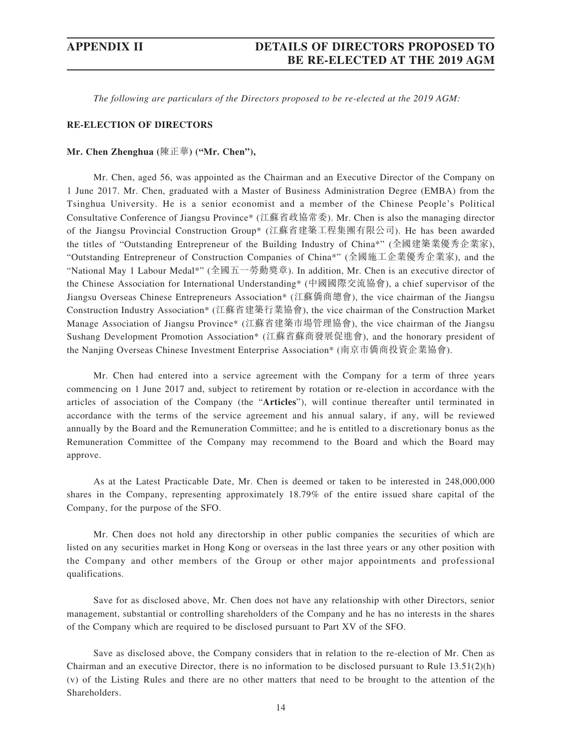*The following are particulars of the Directors proposed to be re-elected at the 2019 AGM:*

**RE-ELECTION OF DIRECTORS**

**Mr. Chen Zhenghua (陳正華) ("Mr. Chen"),**

Mr. Chen, aged 56, was appointed as the Chairman and an Executive Director of the Company on 1 June 2017. Mr. Chen, graduated with a Master of Business Administration Degree (EMBA) from the Tsinghua University. He is a senior economist and a member of the Chinese People's Political Consultative Conference of Jiangsu Province* (江蘇省政協常委). Mr. Chen is also the managing director of the Jiangsu Provincial Construction Group* (江蘇省建築工程集團有限公司). He has been awarded the titles of "Outstanding Entrepreneur of the Building Industry of China*" (全國建築業優秀企業家), "Outstanding Entrepreneur of Construction Companies of China*" (全國施工企業優秀企業家), and the "National May 1 Labour Medal*" (全國五一勞動獎章). In addition, Mr. Chen is an executive director of the Chinese Association for International Understanding* (中國國際交流協會), a chief supervisor of the Jiangsu Overseas Chinese Entrepreneurs Association* (江蘇僑商總會), the vice chairman of the Jiangsu Construction Industry Association* (江蘇省建築行業協會), the vice chairman of the Construction Market Manage Association of Jiangsu Province* (江蘇省建築市場管理協會), the vice chairman of the Jiangsu Sushang Development Promotion Association* (江蘇省蘇商發展促進會), and the honorary president of the Nanjing Overseas Chinese Investment Enterprise Association* (南京市僑商投資企業協會).

Mr. Chen had entered into a service agreement with the Company for a term of three years commencing on 1 June 2017 and, subject to retirement by rotation or re-election in accordance with the articles of association of the Company (the "**Articles**"), will continue thereafter until terminated in accordance with the terms of the service agreement and his annual salary, if any, will be reviewed annually by the Board and the Remuneration Committee; and he is entitled to a discretionary bonus as the Remuneration Committee of the Company may recommend to the Board and which the Board may approve.

As at the Latest Practicable Date, Mr. Chen is deemed or taken to be interested in 248,000,000 shares in the Company, representing approximately 18.79% of the entire issued share capital of the Company, for the purpose of the SFO.

Mr. Chen does not hold any directorship in other public companies the securities of which are listed on any securities market in Hong Kong or overseas in the last three years or any other position with the Company and other members of the Group or other major appointments and professional qualifications.

Save for as disclosed above, Mr. Chen does not have any relationship with other Directors, senior management, substantial or controlling shareholders of the Company and he has no interests in the shares of the Company which are required to be disclosed pursuant to Part XV of the SFO.

Save as disclosed above, the Company considers that in relation to the re-election of Mr. Chen as Chairman and an executive Director, there is no information to be disclosed pursuant to Rule 13.51(2)(h)(v) of the Listing Rules and there are no other matters that need to be brought to the attention of the Shareholders.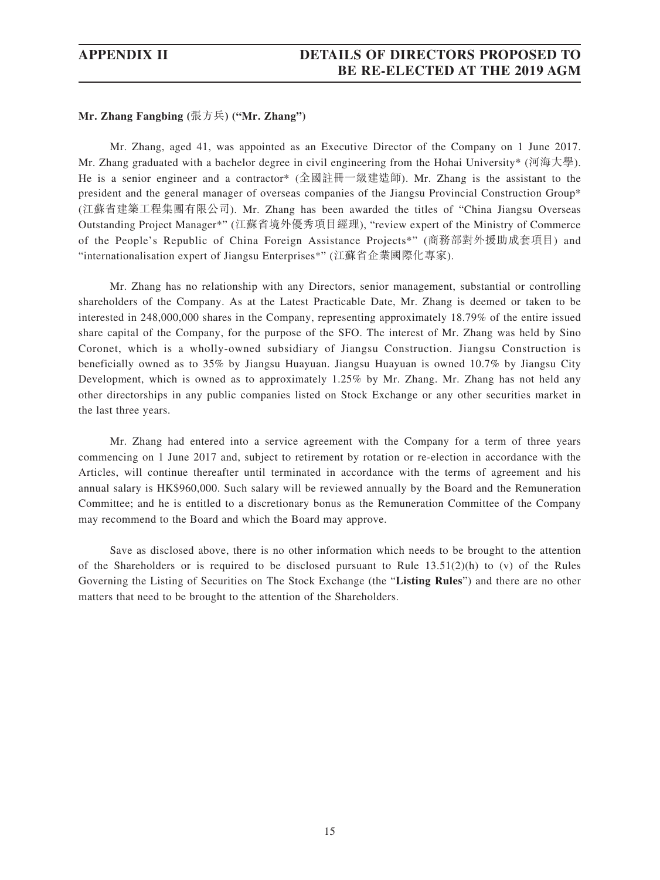**Mr. Zhang Fangbing (張方兵) ("Mr. Zhang")**

Mr. Zhang, aged 41, was appointed as an Executive Director of the Company on 1 June 2017. Mr. Zhang graduated with a bachelor degree in civil engineering from the Hohai University* (河海大學). He is a senior engineer and a contractor* (全國註冊一級建造師). Mr. Zhang is the assistant to the president and the general manager of overseas companies of the Jiangsu Provincial Construction Group* (江蘇省建築工程集團有限公司). Mr. Zhang has been awarded the titles of "China Jiangsu Overseas Outstanding Project Manager*" (江蘇省境外優秀項目經理), "review expert of the Ministry of Commerce of the People's Republic of China Foreign Assistance Projects*" (商務部對外援助成套項目) and "internationalisation expert of Jiangsu Enterprises*" (江蘇省企業國際化專家).

Mr. Zhang has no relationship with any Directors, senior management, substantial or controlling shareholders of the Company. As at the Latest Practicable Date, Mr. Zhang is deemed or taken to be interested in 248,000,000 shares in the Company, representing approximately 18.79% of the entire issued share capital of the Company, for the purpose of the SFO. The interest of Mr. Zhang was held by Sino Coronet, which is a wholly-owned subsidiary of Jiangsu Construction. Jiangsu Construction is beneficially owned as to 35% by Jiangsu Huayuan. Jiangsu Huayuan is owned 10.7% by Jiangsu City Development, which is owned as to approximately 1.25% by Mr. Zhang. Mr. Zhang has not held any other directorships in any public companies listed on Stock Exchange or any other securities market in the last three years.

Mr. Zhang had entered into a service agreement with the Company for a term of three years commencing on 1 June 2017 and, subject to retirement by rotation or re-election in accordance with the Articles, will continue thereafter until terminated in accordance with the terms of agreement and his annual salary is HK$960,000. Such salary will be reviewed annually by the Board and the Remuneration Committee; and he is entitled to a discretionary bonus as the Remuneration Committee of the Company may recommend to the Board and which the Board may approve.

Save as disclosed above, there is no other information which needs to be brought to the attention of the Shareholders or is required to be disclosed pursuant to Rule 13.51(2)(h) to (v) of the Rules Governing the Listing of Securities on The Stock Exchange (the "**Listing Rules**") and there are no other matters that need to be brought to the attention of the Shareholders.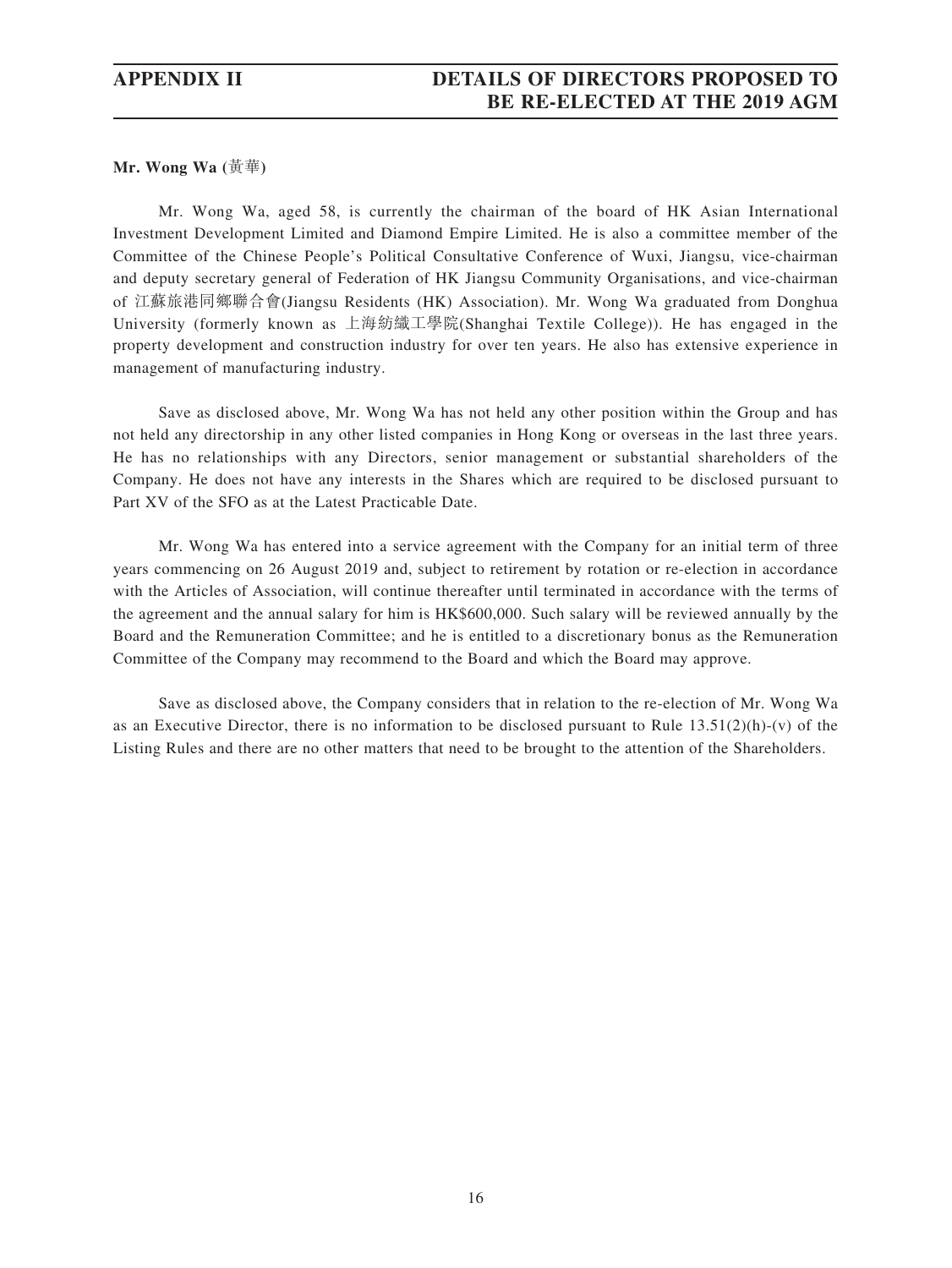**Mr. Wong Wa (黃華)**

Mr. Wong Wa, aged 58, is currently the chairman of the board of HK Asian International Investment Development Limited and Diamond Empire Limited. He is also a committee member of the Committee of the Chinese People's Political Consultative Conference of Wuxi, Jiangsu, vice-chairman and deputy secretary general of Federation of HK Jiangsu Community Organisations, and vice-chairman of 江蘇旅港同鄉聯合會(Jiangsu Residents (HK) Association). Mr. Wong Wa graduated from Donghua University (formerly known as 上海紡織工學院(Shanghai Textile College)). He has engaged in the property development and construction industry for over ten years. He also has extensive experience in management of manufacturing industry.

Save as disclosed above, Mr. Wong Wa has not held any other position within the Group and has not held any directorship in any other listed companies in Hong Kong or overseas in the last three years. He has no relationships with any Directors, senior management or substantial shareholders of the Company. He does not have any interests in the Shares which are required to be disclosed pursuant to Part XV of the SFO as at the Latest Practicable Date.

Mr. Wong Wa has entered into a service agreement with the Company for an initial term of three years commencing on 26 August 2019 and, subject to retirement by rotation or re-election in accordance with the Articles of Association, will continue thereafter until terminated in accordance with the terms of the agreement and the annual salary for him is HK$600,000. Such salary will be reviewed annually by the Board and the Remuneration Committee; and he is entitled to a discretionary bonus as the Remuneration Committee of the Company may recommend to the Board and which the Board may approve.

Save as disclosed above, the Company considers that in relation to the re-election of Mr. Wong Wa as an Executive Director, there is no information to be disclosed pursuant to Rule 13.51(2)(h)-(v) of the Listing Rules and there are no other matters that need to be brought to the attention of the Shareholders.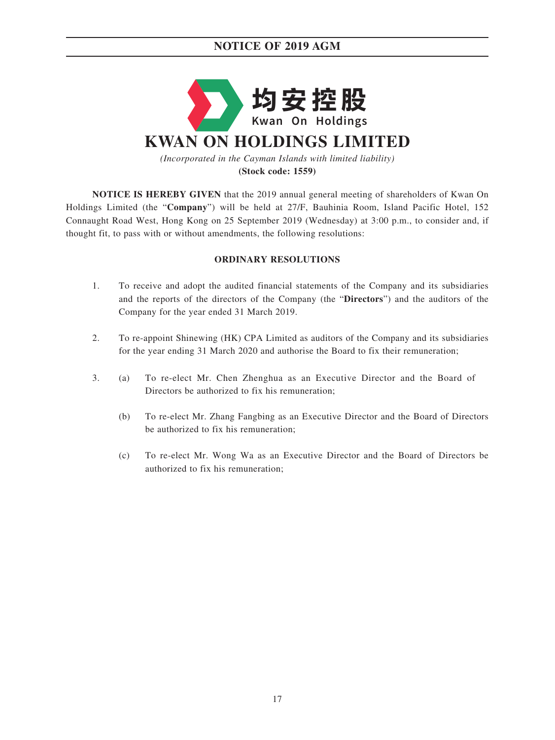# NOTICE OF 2019 AGM

均安控股
Kwan On Holdings

# KWAN ON HOLDINGS LIMITED

*(Incorporated in the Cayman Islands with limited liability)*

**(Stock code: 1559)**

**NOTICE IS HEREBY GIVEN** that the 2019 annual general meeting of shareholders of Kwan On Holdings Limited (the "**Company**") will be held at 27/F, Bauhinia Room, Island Pacific Hotel, 152 Connaught Road West, Hong Kong on 25 September 2019 (Wednesday) at 3:00 p.m., to consider and, if thought fit, to pass with or without amendments, the following resolutions:

## ORDINARY RESOLUTIONS

1. To receive and adopt the audited financial statements of the Company and its subsidiaries and the reports of the directors of the Company (the "**Directors**") and the auditors of the Company for the year ended 31 March 2019.

2. To re-appoint Shinewing (HK) CPA Limited as auditors of the Company and its subsidiaries for the year ending 31 March 2020 and authorise the Board to fix their remuneration;

3. (a) To re-elect Mr. Chen Zhenghua as an Executive Director and the Board of Directors be authorized to fix his remuneration;

   (b) To re-elect Mr. Zhang Fangbing as an Executive Director and the Board of Directors be authorized to fix his remuneration;

   (c) To re-elect Mr. Wong Wa as an Executive Director and the Board of Directors be authorized to fix his remuneration;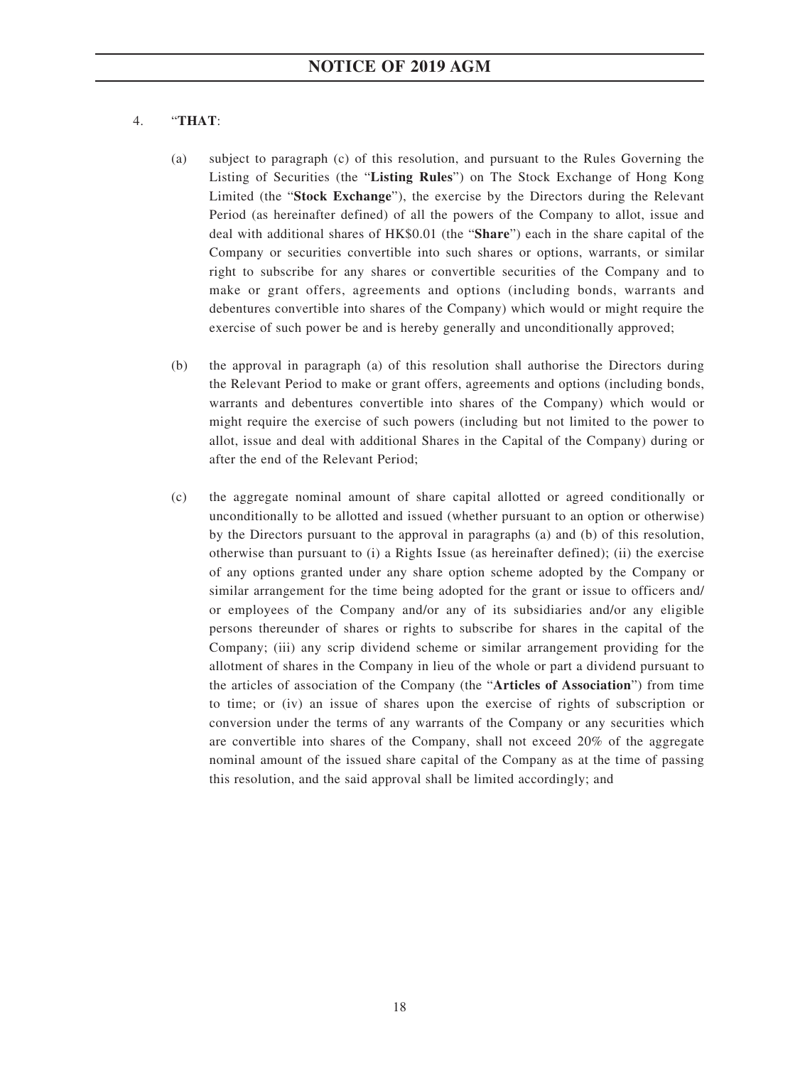4. "**THAT**:

(a) subject to paragraph (c) of this resolution, and pursuant to the Rules Governing the Listing of Securities (the "**Listing Rules**") on The Stock Exchange of Hong Kong Limited (the "**Stock Exchange**"), the exercise by the Directors during the Relevant Period (as hereinafter defined) of all the powers of the Company to allot, issue and deal with additional shares of HK$0.01 (the "**Share**") each in the share capital of the Company or securities convertible into such shares or options, warrants, or similar right to subscribe for any shares or convertible securities of the Company and to make or grant offers, agreements and options (including bonds, warrants and debentures convertible into shares of the Company) which would or might require the exercise of such power be and is hereby generally and unconditionally approved;

(b) the approval in paragraph (a) of this resolution shall authorise the Directors during the Relevant Period to make or grant offers, agreements and options (including bonds, warrants and debentures convertible into shares of the Company) which would or might require the exercise of such powers (including but not limited to the power to allot, issue and deal with additional Shares in the Capital of the Company) during or after the end of the Relevant Period;

(c) the aggregate nominal amount of share capital allotted or agreed conditionally or unconditionally to be allotted and issued (whether pursuant to an option or otherwise) by the Directors pursuant to the approval in paragraphs (a) and (b) of this resolution, otherwise than pursuant to (i) a Rights Issue (as hereinafter defined); (ii) the exercise of any options granted under any share option scheme adopted by the Company or similar arrangement for the time being adopted for the grant or issue to officers and/or employees of the Company and/or any of its subsidiaries and/or any eligible persons thereunder of shares or rights to subscribe for shares in the capital of the Company; (iii) any scrip dividend scheme or similar arrangement providing for the allotment of shares in the Company in lieu of the whole or part a dividend pursuant to the articles of association of the Company (the "**Articles of Association**") from time to time; or (iv) an issue of shares upon the exercise of rights of subscription or conversion under the terms of any warrants of the Company or any securities which are convertible into shares of the Company, shall not exceed 20% of the aggregate nominal amount of the issued share capital of the Company as at the time of passing this resolution, and the said approval shall be limited accordingly; and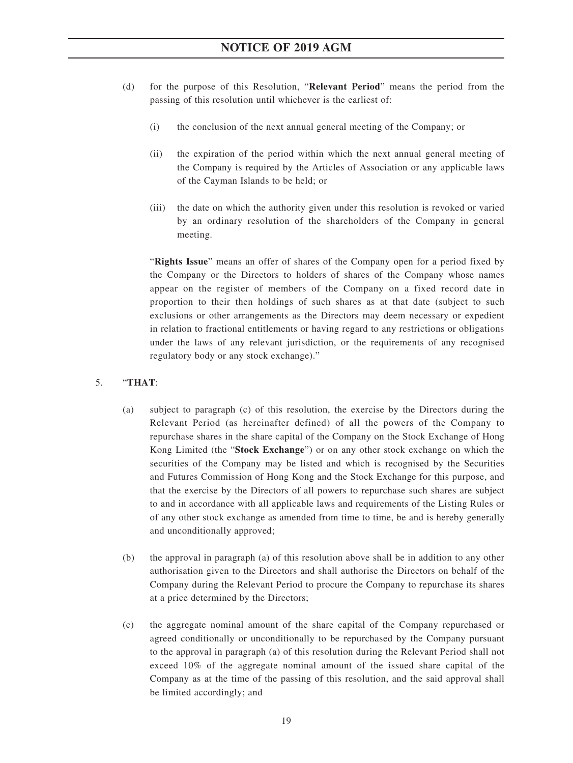(d) for the purpose of this Resolution, "**Relevant Period**" means the period from the passing of this resolution until whichever is the earliest of:

(i) the conclusion of the next annual general meeting of the Company; or

(ii) the expiration of the period within which the next annual general meeting of the Company is required by the Articles of Association or any applicable laws of the Cayman Islands to be held; or

(iii) the date on which the authority given under this resolution is revoked or varied by an ordinary resolution of the shareholders of the Company in general meeting.

"**Rights Issue**" means an offer of shares of the Company open for a period fixed by the Company or the Directors to holders of shares of the Company whose names appear on the register of members of the Company on a fixed record date in proportion to their then holdings of such shares as at that date (subject to such exclusions or other arrangements as the Directors may deem necessary or expedient in relation to fractional entitlements or having regard to any restrictions or obligations under the laws of any relevant jurisdiction, or the requirements of any recognised regulatory body or any stock exchange)."

5. "**THAT**:

(a) subject to paragraph (c) of this resolution, the exercise by the Directors during the Relevant Period (as hereinafter defined) of all the powers of the Company to repurchase shares in the share capital of the Company on the Stock Exchange of Hong Kong Limited (the "**Stock Exchange**") or on any other stock exchange on which the securities of the Company may be listed and which is recognised by the Securities and Futures Commission of Hong Kong and the Stock Exchange for this purpose, and that the exercise by the Directors of all powers to repurchase such shares are subject to and in accordance with all applicable laws and requirements of the Listing Rules or of any other stock exchange as amended from time to time, be and is hereby generally and unconditionally approved;

(b) the approval in paragraph (a) of this resolution above shall be in addition to any other authorisation given to the Directors and shall authorise the Directors on behalf of the Company during the Relevant Period to procure the Company to repurchase its shares at a price determined by the Directors;

(c) the aggregate nominal amount of the share capital of the Company repurchased or agreed conditionally or unconditionally to be repurchased by the Company pursuant to the approval in paragraph (a) of this resolution during the Relevant Period shall not exceed 10% of the aggregate nominal amount of the issued share capital of the Company as at the time of the passing of this resolution, and the said approval shall be limited accordingly; and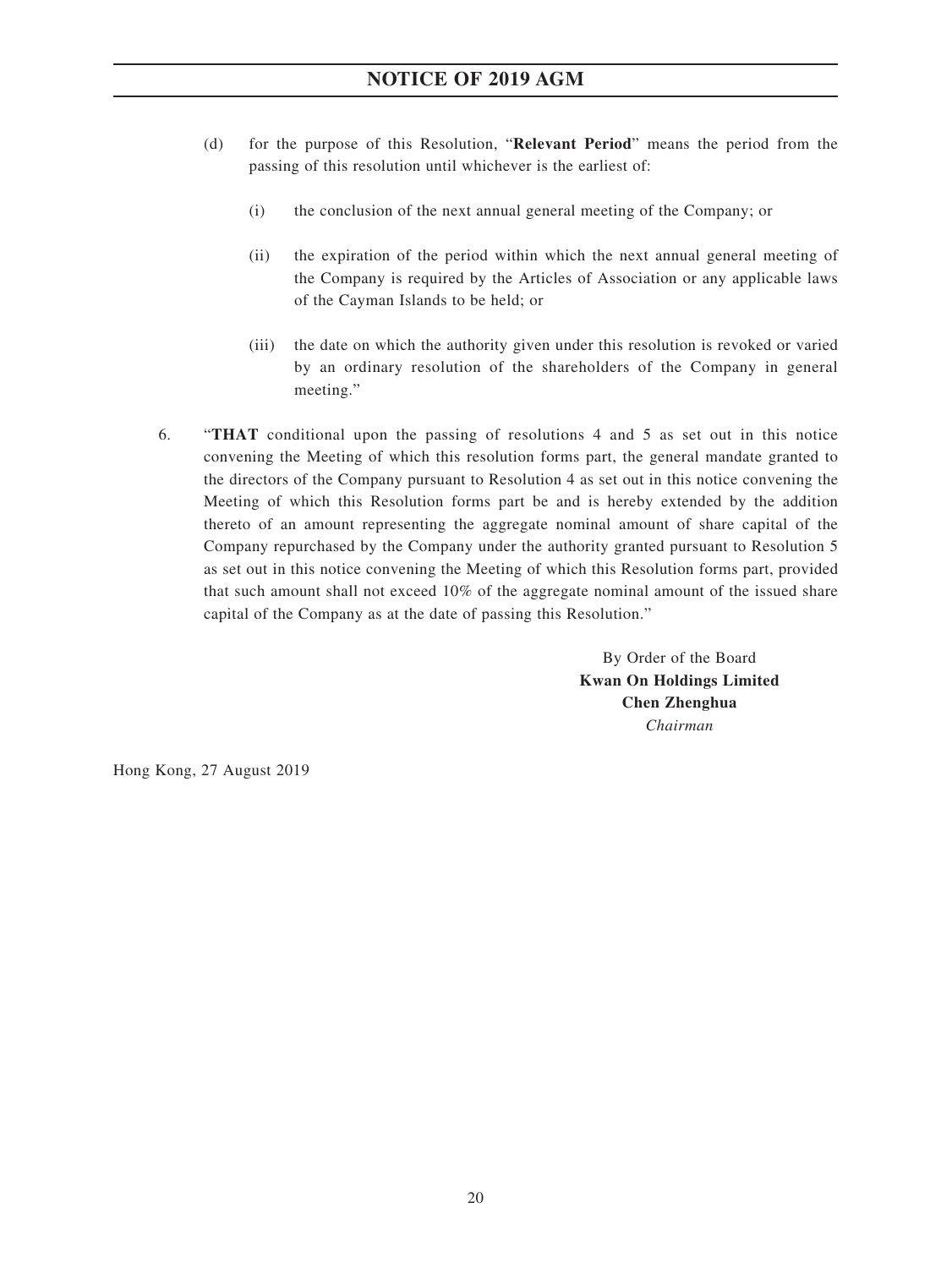(d) for the purpose of this Resolution, "**Relevant Period**" means the period from the passing of this resolution until whichever is the earliest of:

   (i) the conclusion of the next annual general meeting of the Company; or

   (ii) the expiration of the period within which the next annual general meeting of the Company is required by the Articles of Association or any applicable laws of the Cayman Islands to be held; or

   (iii) the date on which the authority given under this resolution is revoked or varied by an ordinary resolution of the shareholders of the Company in general meeting."

6. "**THAT** conditional upon the passing of resolutions 4 and 5 as set out in this notice convening the Meeting of which this resolution forms part, the general mandate granted to the directors of the Company pursuant to Resolution 4 as set out in this notice convening the Meeting of which this Resolution forms part be and is hereby extended by the addition thereto of an amount representing the aggregate nominal amount of share capital of the Company repurchased by the Company under the authority granted pursuant to Resolution 5 as set out in this notice convening the Meeting of which this Resolution forms part, provided that such amount shall not exceed 10% of the aggregate nominal amount of the issued share capital of the Company as at the date of passing this Resolution."

By Order of the Board
**Kwan On Holdings Limited**
**Chen Zhenghua**
*Chairman*

Hong Kong, 27 August 2019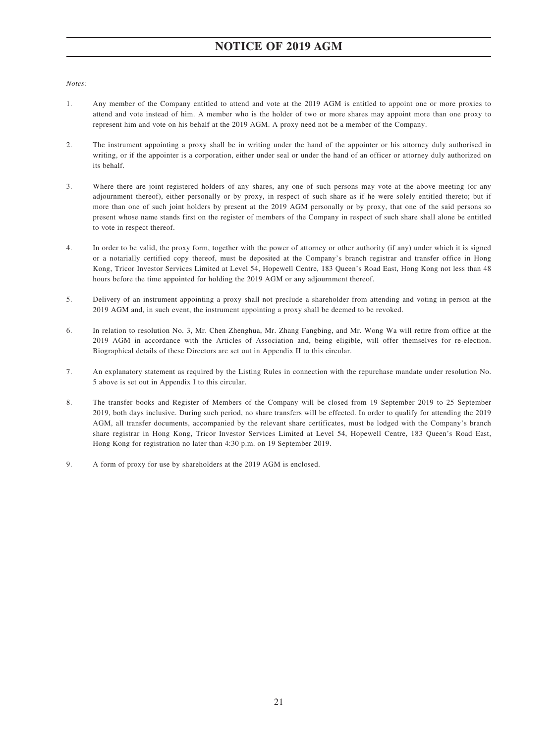# NOTICE OF 2019 AGM

*Notes:*

1. Any member of the Company entitled to attend and vote at the 2019 AGM is entitled to appoint one or more proxies to attend and vote instead of him. A member who is the holder of two or more shares may appoint more than one proxy to represent him and vote on his behalf at the 2019 AGM. A proxy need not be a member of the Company.

2. The instrument appointing a proxy shall be in writing under the hand of the appointer or his attorney duly authorised in writing, or if the appointer is a corporation, either under seal or under the hand of an officer or attorney duly authorized on its behalf.

3. Where there are joint registered holders of any shares, any one of such persons may vote at the above meeting (or any adjournment thereof), either personally or by proxy, in respect of such share as if he were solely entitled thereto; but if more than one of such joint holders by present at the 2019 AGM personally or by proxy, that one of the said persons so present whose name stands first on the register of members of the Company in respect of such share shall alone be entitled to vote in respect thereof.

4. In order to be valid, the proxy form, together with the power of attorney or other authority (if any) under which it is signed or a notarially certified copy thereof, must be deposited at the Company's branch registrar and transfer office in Hong Kong, Tricor Investor Services Limited at Level 54, Hopewell Centre, 183 Queen's Road East, Hong Kong not less than 48 hours before the time appointed for holding the 2019 AGM or any adjournment thereof.

5. Delivery of an instrument appointing a proxy shall not preclude a shareholder from attending and voting in person at the 2019 AGM and, in such event, the instrument appointing a proxy shall be deemed to be revoked.

6. In relation to resolution No. 3, Mr. Chen Zhenghua, Mr. Zhang Fangbing, and Mr. Wong Wa will retire from office at the 2019 AGM in accordance with the Articles of Association and, being eligible, will offer themselves for re-election. Biographical details of these Directors are set out in Appendix II to this circular.

7. An explanatory statement as required by the Listing Rules in connection with the repurchase mandate under resolution No. 5 above is set out in Appendix I to this circular.

8. The transfer books and Register of Members of the Company will be closed from 19 September 2019 to 25 September 2019, both days inclusive. During such period, no share transfers will be effected. In order to qualify for attending the 2019 AGM, all transfer documents, accompanied by the relevant share certificates, must be lodged with the Company's branch share registrar in Hong Kong, Tricor Investor Services Limited at Level 54, Hopewell Centre, 183 Queen's Road East, Hong Kong for registration no later than 4:30 p.m. on 19 September 2019.

9. A form of proxy for use by shareholders at the 2019 AGM is enclosed.